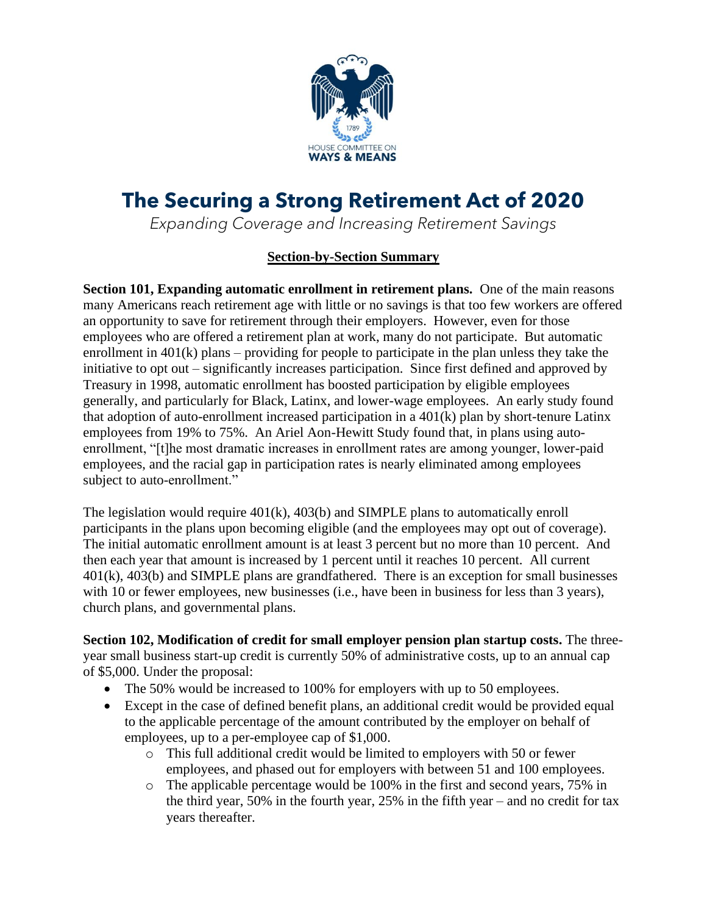HOUSE COMMITTEE ON
WAYS & MEANS

# The Securing a Strong Retirement Act of 2020

*Expanding Coverage and Increasing Retirement Savings*

## Section-by-Section Summary

**Section 101, Expanding automatic enrollment in retirement plans.** One of the main reasons many Americans reach retirement age with little or no savings is that too few workers are offered an opportunity to save for retirement through their employers. However, even for those employees who are offered a retirement plan at work, many do not participate. But automatic enrollment in 401(k) plans – providing for people to participate in the plan unless they take the initiative to opt out – significantly increases participation. Since first defined and approved by Treasury in 1998, automatic enrollment has boosted participation by eligible employees generally, and particularly for Black, Latinx, and lower-wage employees. An early study found that adoption of auto-enrollment increased participation in a 401(k) plan by short-tenure Latinx employees from 19% to 75%. An Ariel Aon-Hewitt Study found that, in plans using auto-enrollment, "[t]he most dramatic increases in enrollment rates are among younger, lower-paid employees, and the racial gap in participation rates is nearly eliminated among employees subject to auto-enrollment."

The legislation would require 401(k), 403(b) and SIMPLE plans to automatically enroll participants in the plans upon becoming eligible (and the employees may opt out of coverage). The initial automatic enrollment amount is at least 3 percent but no more than 10 percent. And then each year that amount is increased by 1 percent until it reaches 10 percent. All current 401(k), 403(b) and SIMPLE plans are grandfathered. There is an exception for small businesses with 10 or fewer employees, new businesses (i.e., have been in business for less than 3 years), church plans, and governmental plans.

**Section 102, Modification of credit for small employer pension plan startup costs.** The three-year small business start-up credit is currently 50% of administrative costs, up to an annual cap of $5,000. Under the proposal:

- The 50% would be increased to 100% for employers with up to 50 employees.
- Except in the case of defined benefit plans, an additional credit would be provided equal to the applicable percentage of the amount contributed by the employer on behalf of employees, up to a per-employee cap of $1,000.
    - This full additional credit would be limited to employers with 50 or fewer employees, and phased out for employers with between 51 and 100 employees.
    - The applicable percentage would be 100% in the first and second years, 75% in the third year, 50% in the fourth year, 25% in the fifth year – and no credit for tax years thereafter.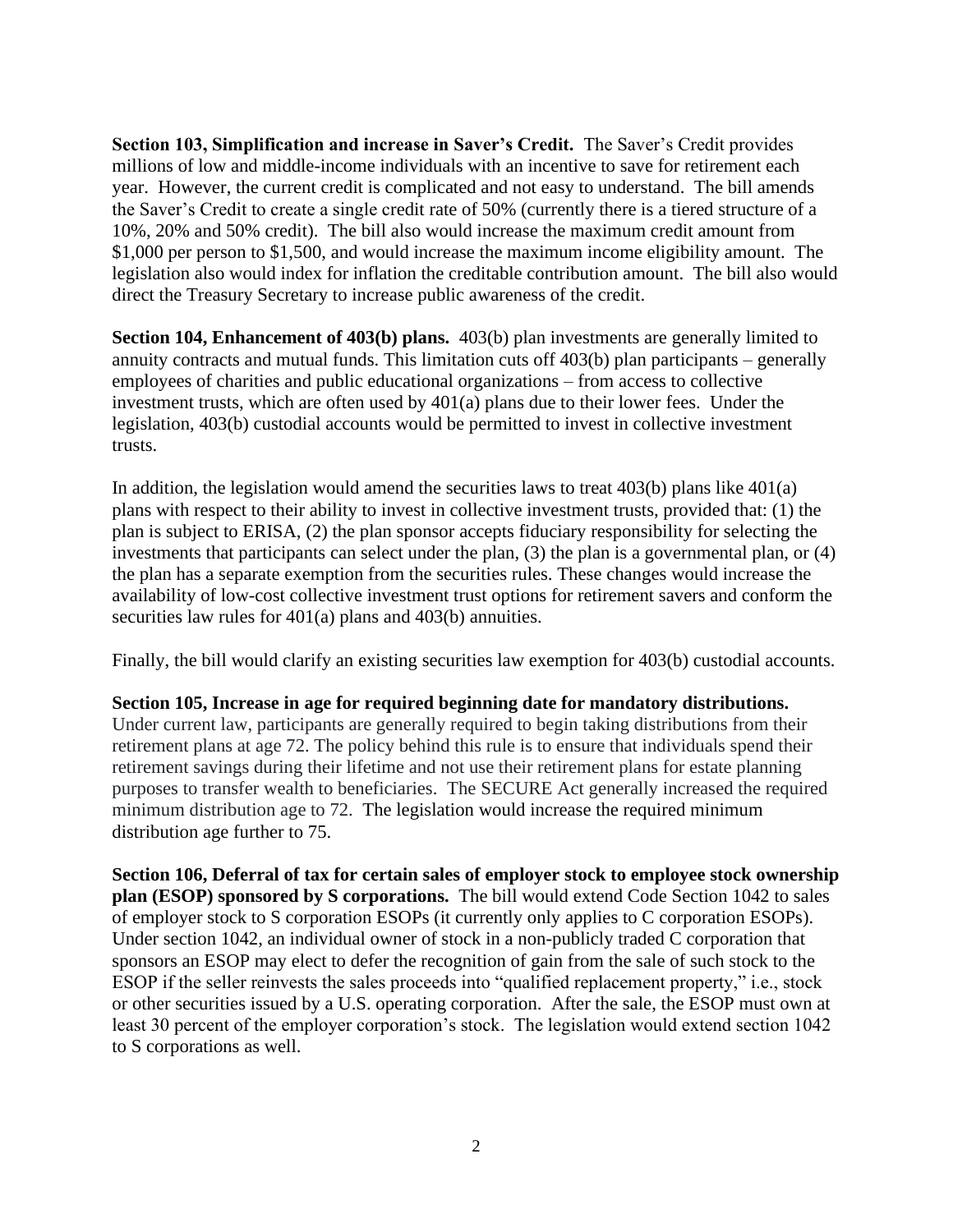**Section 103, Simplification and increase in Saver's Credit.** The Saver's Credit provides millions of low and middle-income individuals with an incentive to save for retirement each year. However, the current credit is complicated and not easy to understand. The bill amends the Saver's Credit to create a single credit rate of 50% (currently there is a tiered structure of a 10%, 20% and 50% credit). The bill also would increase the maximum credit amount from $1,000 per person to $1,500, and would increase the maximum income eligibility amount. The legislation also would index for inflation the creditable contribution amount. The bill also would direct the Treasury Secretary to increase public awareness of the credit.

**Section 104, Enhancement of 403(b) plans.** 403(b) plan investments are generally limited to annuity contracts and mutual funds. This limitation cuts off 403(b) plan participants – generally employees of charities and public educational organizations – from access to collective investment trusts, which are often used by 401(a) plans due to their lower fees. Under the legislation, 403(b) custodial accounts would be permitted to invest in collective investment trusts.

In addition, the legislation would amend the securities laws to treat 403(b) plans like 401(a) plans with respect to their ability to invest in collective investment trusts, provided that: (1) the plan is subject to ERISA, (2) the plan sponsor accepts fiduciary responsibility for selecting the investments that participants can select under the plan, (3) the plan is a governmental plan, or (4) the plan has a separate exemption from the securities rules. These changes would increase the availability of low-cost collective investment trust options for retirement savers and conform the securities law rules for 401(a) plans and 403(b) annuities.

Finally, the bill would clarify an existing securities law exemption for 403(b) custodial accounts.

**Section 105, Increase in age for required beginning date for mandatory distributions.** Under current law, participants are generally required to begin taking distributions from their retirement plans at age 72. The policy behind this rule is to ensure that individuals spend their retirement savings during their lifetime and not use their retirement plans for estate planning purposes to transfer wealth to beneficiaries. The SECURE Act generally increased the required minimum distribution age to 72. The legislation would increase the required minimum distribution age further to 75.

**Section 106, Deferral of tax for certain sales of employer stock to employee stock ownership plan (ESOP) sponsored by S corporations.** The bill would extend Code Section 1042 to sales of employer stock to S corporation ESOPs (it currently only applies to C corporation ESOPs). Under section 1042, an individual owner of stock in a non-publicly traded C corporation that sponsors an ESOP may elect to defer the recognition of gain from the sale of such stock to the ESOP if the seller reinvests the sales proceeds into "qualified replacement property," i.e., stock or other securities issued by a U.S. operating corporation. After the sale, the ESOP must own at least 30 percent of the employer corporation's stock. The legislation would extend section 1042 to S corporations as well.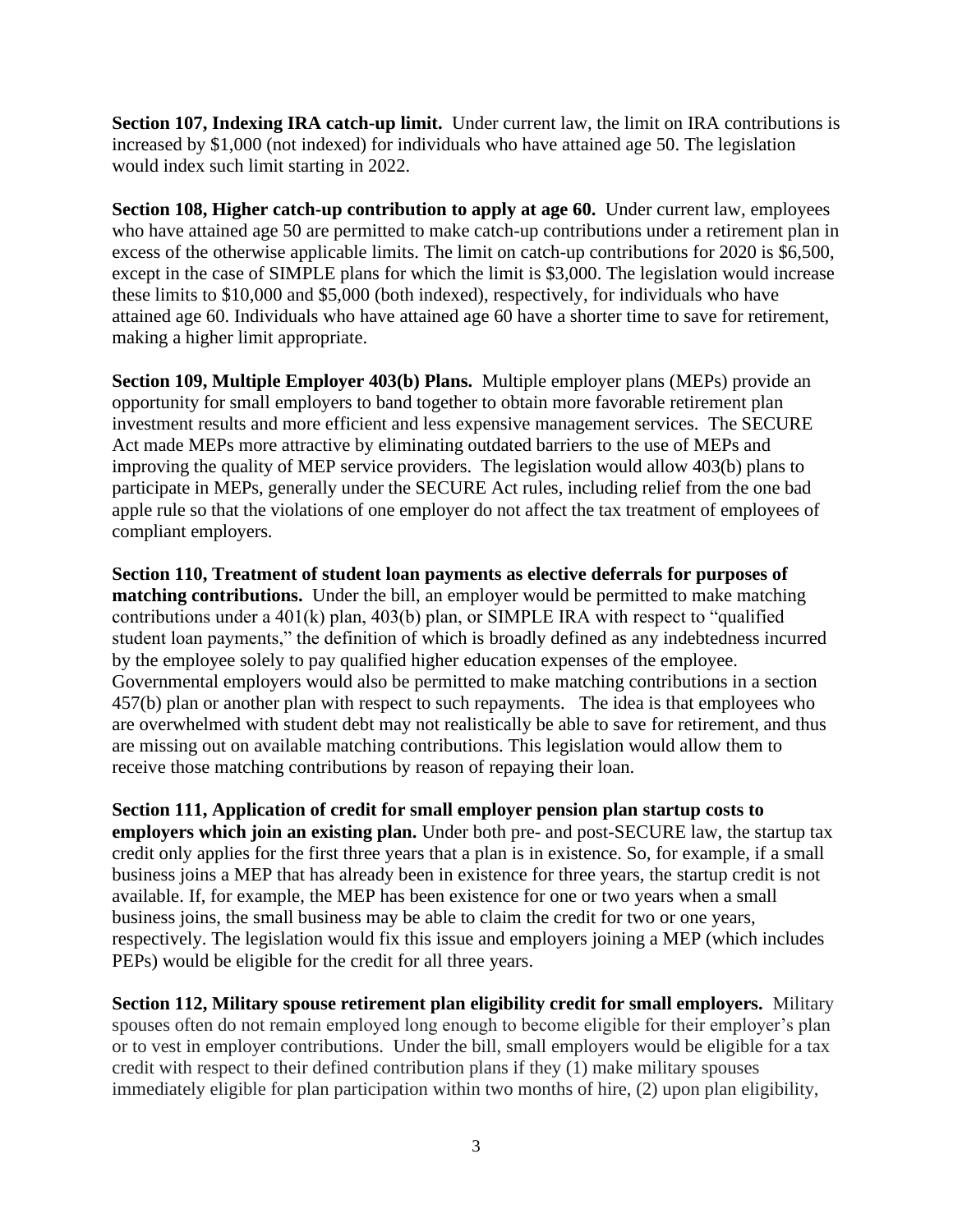**Section 107, Indexing IRA catch-up limit.** Under current law, the limit on IRA contributions is increased by $1,000 (not indexed) for individuals who have attained age 50. The legislation would index such limit starting in 2022.

**Section 108, Higher catch-up contribution to apply at age 60.** Under current law, employees who have attained age 50 are permitted to make catch-up contributions under a retirement plan in excess of the otherwise applicable limits. The limit on catch-up contributions for 2020 is $6,500, except in the case of SIMPLE plans for which the limit is $3,000. The legislation would increase these limits to $10,000 and $5,000 (both indexed), respectively, for individuals who have attained age 60. Individuals who have attained age 60 have a shorter time to save for retirement, making a higher limit appropriate.

**Section 109, Multiple Employer 403(b) Plans.** Multiple employer plans (MEPs) provide an opportunity for small employers to band together to obtain more favorable retirement plan investment results and more efficient and less expensive management services. The SECURE Act made MEPs more attractive by eliminating outdated barriers to the use of MEPs and improving the quality of MEP service providers. The legislation would allow 403(b) plans to participate in MEPs, generally under the SECURE Act rules, including relief from the one bad apple rule so that the violations of one employer do not affect the tax treatment of employees of compliant employers.

**Section 110, Treatment of student loan payments as elective deferrals for purposes of matching contributions.** Under the bill, an employer would be permitted to make matching contributions under a 401(k) plan, 403(b) plan, or SIMPLE IRA with respect to "qualified student loan payments," the definition of which is broadly defined as any indebtedness incurred by the employee solely to pay qualified higher education expenses of the employee. Governmental employers would also be permitted to make matching contributions in a section 457(b) plan or another plan with respect to such repayments. The idea is that employees who are overwhelmed with student debt may not realistically be able to save for retirement, and thus are missing out on available matching contributions. This legislation would allow them to receive those matching contributions by reason of repaying their loan.

**Section 111, Application of credit for small employer pension plan startup costs to employers which join an existing plan.** Under both pre- and post-SECURE law, the startup tax credit only applies for the first three years that a plan is in existence. So, for example, if a small business joins a MEP that has already been in existence for three years, the startup credit is not available. If, for example, the MEP has been existence for one or two years when a small business joins, the small business may be able to claim the credit for two or one years, respectively. The legislation would fix this issue and employers joining a MEP (which includes PEPs) would be eligible for the credit for all three years.

**Section 112, Military spouse retirement plan eligibility credit for small employers.** Military spouses often do not remain employed long enough to become eligible for their employer's plan or to vest in employer contributions. Under the bill, small employers would be eligible for a tax credit with respect to their defined contribution plans if they (1) make military spouses immediately eligible for plan participation within two months of hire, (2) upon plan eligibility,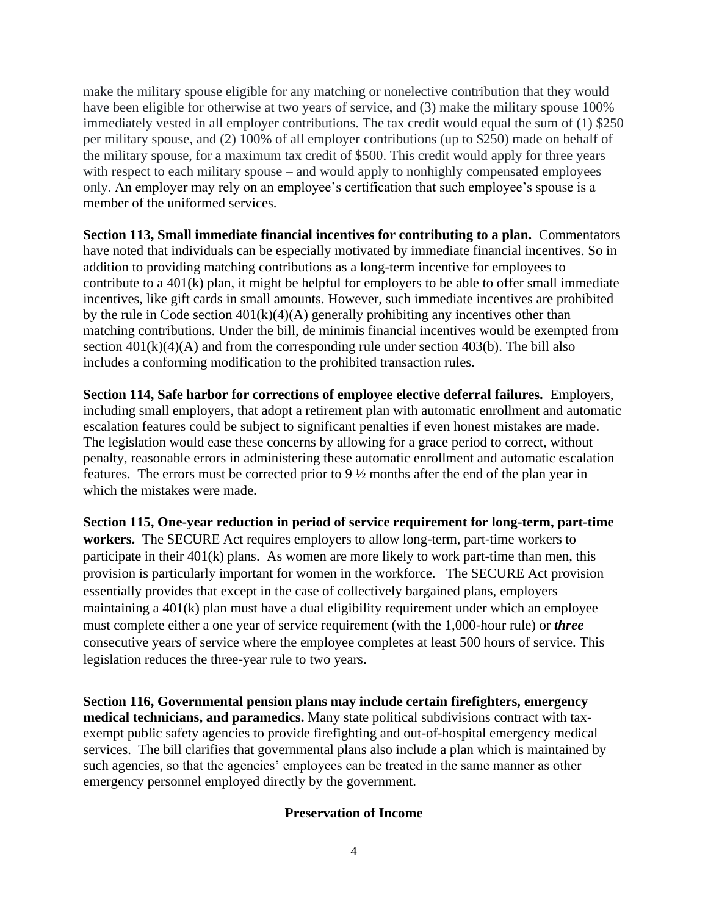make the military spouse eligible for any matching or nonelective contribution that they would have been eligible for otherwise at two years of service, and (3) make the military spouse 100% immediately vested in all employer contributions. The tax credit would equal the sum of (1) $250 per military spouse, and (2) 100% of all employer contributions (up to $250) made on behalf of the military spouse, for a maximum tax credit of $500. This credit would apply for three years with respect to each military spouse – and would apply to nonhighly compensated employees only. An employer may rely on an employee's certification that such employee's spouse is a member of the uniformed services.

**Section 113, Small immediate financial incentives for contributing to a plan.** Commentators have noted that individuals can be especially motivated by immediate financial incentives. So in addition to providing matching contributions as a long-term incentive for employees to contribute to a 401(k) plan, it might be helpful for employers to be able to offer small immediate incentives, like gift cards in small amounts. However, such immediate incentives are prohibited by the rule in Code section 401(k)(4)(A) generally prohibiting any incentives other than matching contributions. Under the bill, de minimis financial incentives would be exempted from section 401(k)(4)(A) and from the corresponding rule under section 403(b). The bill also includes a conforming modification to the prohibited transaction rules.

**Section 114, Safe harbor for corrections of employee elective deferral failures.** Employers, including small employers, that adopt a retirement plan with automatic enrollment and automatic escalation features could be subject to significant penalties if even honest mistakes are made. The legislation would ease these concerns by allowing for a grace period to correct, without penalty, reasonable errors in administering these automatic enrollment and automatic escalation features. The errors must be corrected prior to 9 ½ months after the end of the plan year in which the mistakes were made.

**Section 115, One-year reduction in period of service requirement for long-term, part-time workers.** The SECURE Act requires employers to allow long-term, part-time workers to participate in their 401(k) plans. As women are more likely to work part-time than men, this provision is particularly important for women in the workforce. The SECURE Act provision essentially provides that except in the case of collectively bargained plans, employers maintaining a 401(k) plan must have a dual eligibility requirement under which an employee must complete either a one year of service requirement (with the 1,000-hour rule) or ***three*** consecutive years of service where the employee completes at least 500 hours of service. This legislation reduces the three-year rule to two years.

**Section 116, Governmental pension plans may include certain firefighters, emergency medical technicians, and paramedics.** Many state political subdivisions contract with tax-exempt public safety agencies to provide firefighting and out-of-hospital emergency medical services. The bill clarifies that governmental plans also include a plan which is maintained by such agencies, so that the agencies' employees can be treated in the same manner as other emergency personnel employed directly by the government.

## Preservation of Income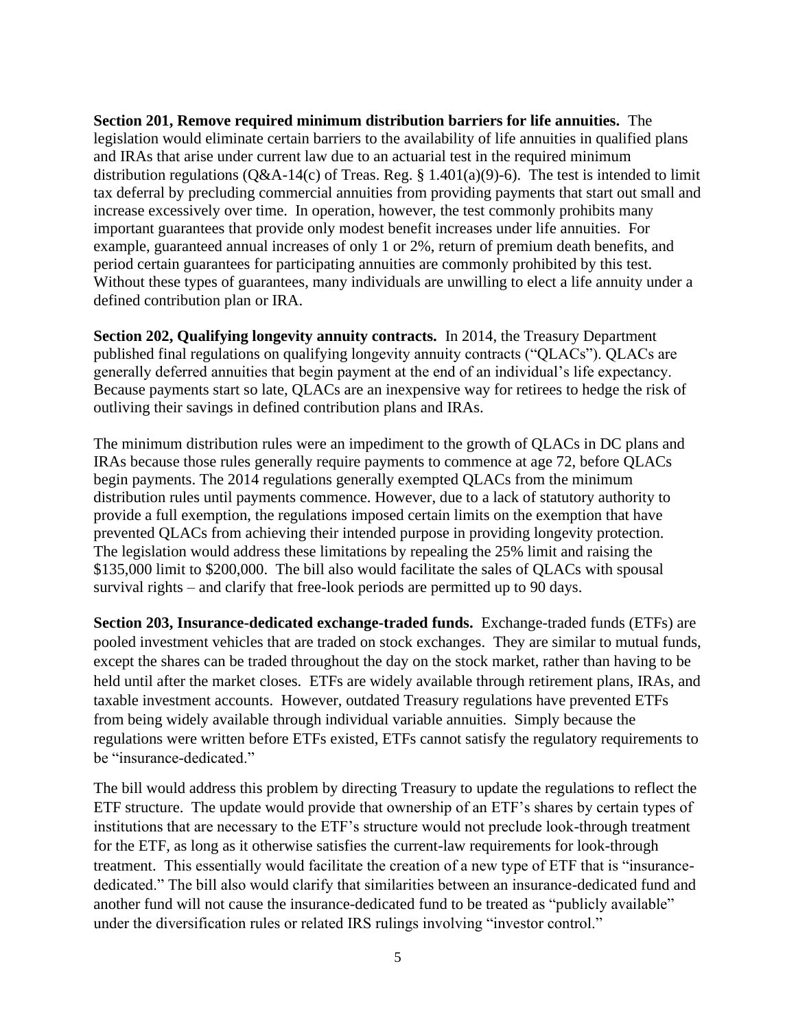**Section 201, Remove required minimum distribution barriers for life annuities.** The legislation would eliminate certain barriers to the availability of life annuities in qualified plans and IRAs that arise under current law due to an actuarial test in the required minimum distribution regulations (Q&A-14(c) of Treas. Reg. § 1.401(a)(9)-6). The test is intended to limit tax deferral by precluding commercial annuities from providing payments that start out small and increase excessively over time. In operation, however, the test commonly prohibits many important guarantees that provide only modest benefit increases under life annuities. For example, guaranteed annual increases of only 1 or 2%, return of premium death benefits, and period certain guarantees for participating annuities are commonly prohibited by this test. Without these types of guarantees, many individuals are unwilling to elect a life annuity under a defined contribution plan or IRA.

**Section 202, Qualifying longevity annuity contracts.** In 2014, the Treasury Department published final regulations on qualifying longevity annuity contracts ("QLACs"). QLACs are generally deferred annuities that begin payment at the end of an individual's life expectancy. Because payments start so late, QLACs are an inexpensive way for retirees to hedge the risk of outliving their savings in defined contribution plans and IRAs.

The minimum distribution rules were an impediment to the growth of QLACs in DC plans and IRAs because those rules generally require payments to commence at age 72, before QLACs begin payments. The 2014 regulations generally exempted QLACs from the minimum distribution rules until payments commence. However, due to a lack of statutory authority to provide a full exemption, the regulations imposed certain limits on the exemption that have prevented QLACs from achieving their intended purpose in providing longevity protection. The legislation would address these limitations by repealing the 25% limit and raising the $135,000 limit to $200,000. The bill also would facilitate the sales of QLACs with spousal survival rights – and clarify that free-look periods are permitted up to 90 days.

**Section 203, Insurance-dedicated exchange-traded funds.** Exchange-traded funds (ETFs) are pooled investment vehicles that are traded on stock exchanges. They are similar to mutual funds, except the shares can be traded throughout the day on the stock market, rather than having to be held until after the market closes. ETFs are widely available through retirement plans, IRAs, and taxable investment accounts. However, outdated Treasury regulations have prevented ETFs from being widely available through individual variable annuities. Simply because the regulations were written before ETFs existed, ETFs cannot satisfy the regulatory requirements to be "insurance-dedicated."

The bill would address this problem by directing Treasury to update the regulations to reflect the ETF structure. The update would provide that ownership of an ETF's shares by certain types of institutions that are necessary to the ETF's structure would not preclude look-through treatment for the ETF, as long as it otherwise satisfies the current-law requirements for look-through treatment. This essentially would facilitate the creation of a new type of ETF that is "insurance-dedicated." The bill also would clarify that similarities between an insurance-dedicated fund and another fund will not cause the insurance-dedicated fund to be treated as "publicly available" under the diversification rules or related IRS rulings involving "investor control."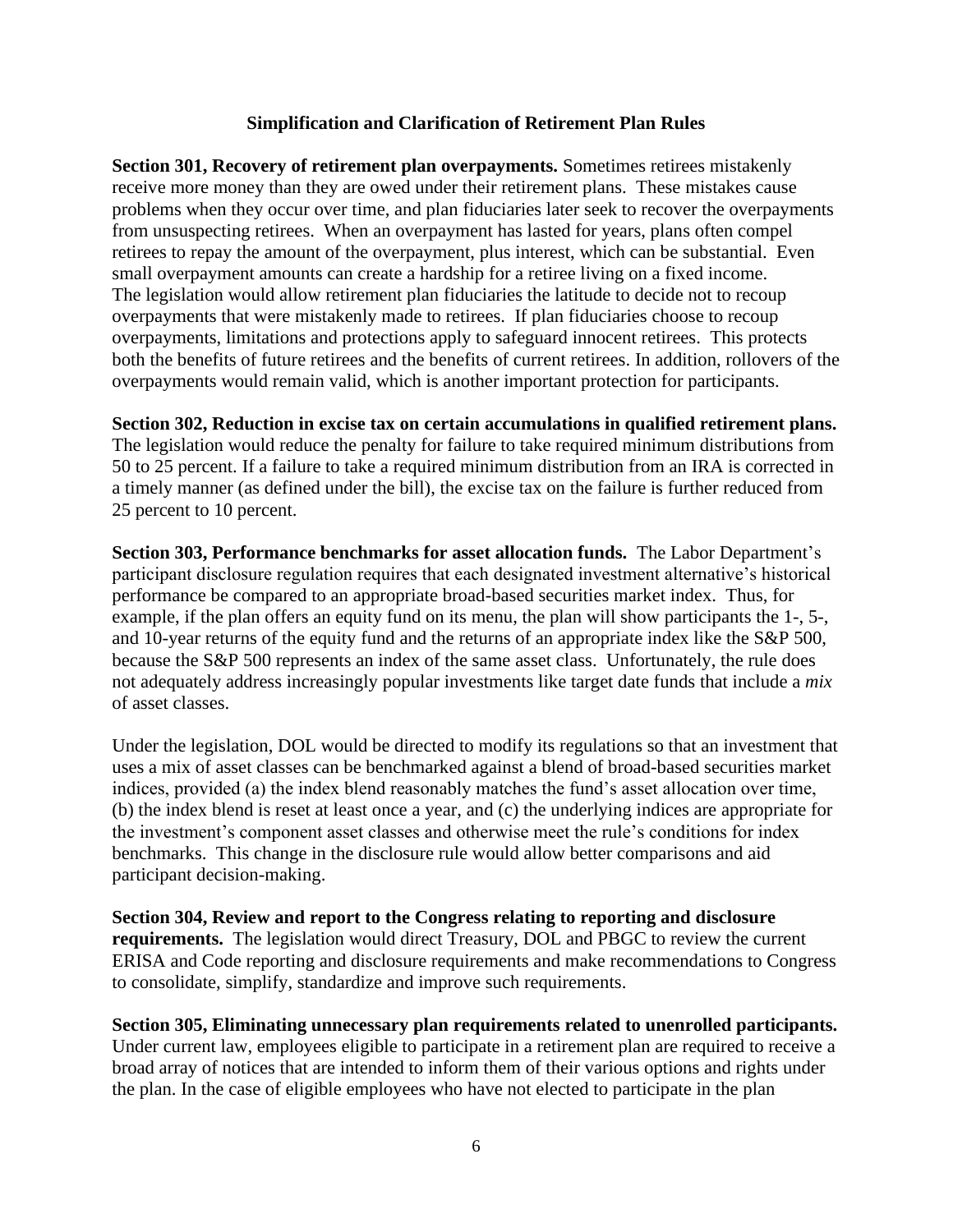### Simplification and Clarification of Retirement Plan Rules

**Section 301, Recovery of retirement plan overpayments.** Sometimes retirees mistakenly receive more money than they are owed under their retirement plans. These mistakes cause problems when they occur over time, and plan fiduciaries later seek to recover the overpayments from unsuspecting retirees. When an overpayment has lasted for years, plans often compel retirees to repay the amount of the overpayment, plus interest, which can be substantial. Even small overpayment amounts can create a hardship for a retiree living on a fixed income. The legislation would allow retirement plan fiduciaries the latitude to decide not to recoup overpayments that were mistakenly made to retirees. If plan fiduciaries choose to recoup overpayments, limitations and protections apply to safeguard innocent retirees. This protects both the benefits of future retirees and the benefits of current retirees. In addition, rollovers of the overpayments would remain valid, which is another important protection for participants.

**Section 302, Reduction in excise tax on certain accumulations in qualified retirement plans.** The legislation would reduce the penalty for failure to take required minimum distributions from 50 to 25 percent. If a failure to take a required minimum distribution from an IRA is corrected in a timely manner (as defined under the bill), the excise tax on the failure is further reduced from 25 percent to 10 percent.

**Section 303, Performance benchmarks for asset allocation funds.** The Labor Department's participant disclosure regulation requires that each designated investment alternative's historical performance be compared to an appropriate broad-based securities market index. Thus, for example, if the plan offers an equity fund on its menu, the plan will show participants the 1-, 5-, and 10-year returns of the equity fund and the returns of an appropriate index like the S&P 500, because the S&P 500 represents an index of the same asset class. Unfortunately, the rule does not adequately address increasingly popular investments like target date funds that include a *mix* of asset classes.

Under the legislation, DOL would be directed to modify its regulations so that an investment that uses a mix of asset classes can be benchmarked against a blend of broad-based securities market indices, provided (a) the index blend reasonably matches the fund's asset allocation over time, (b) the index blend is reset at least once a year, and (c) the underlying indices are appropriate for the investment's component asset classes and otherwise meet the rule's conditions for index benchmarks. This change in the disclosure rule would allow better comparisons and aid participant decision-making.

**Section 304, Review and report to the Congress relating to reporting and disclosure requirements.** The legislation would direct Treasury, DOL and PBGC to review the current ERISA and Code reporting and disclosure requirements and make recommendations to Congress to consolidate, simplify, standardize and improve such requirements.

**Section 305, Eliminating unnecessary plan requirements related to unenrolled participants.** Under current law, employees eligible to participate in a retirement plan are required to receive a broad array of notices that are intended to inform them of their various options and rights under the plan. In the case of eligible employees who have not elected to participate in the plan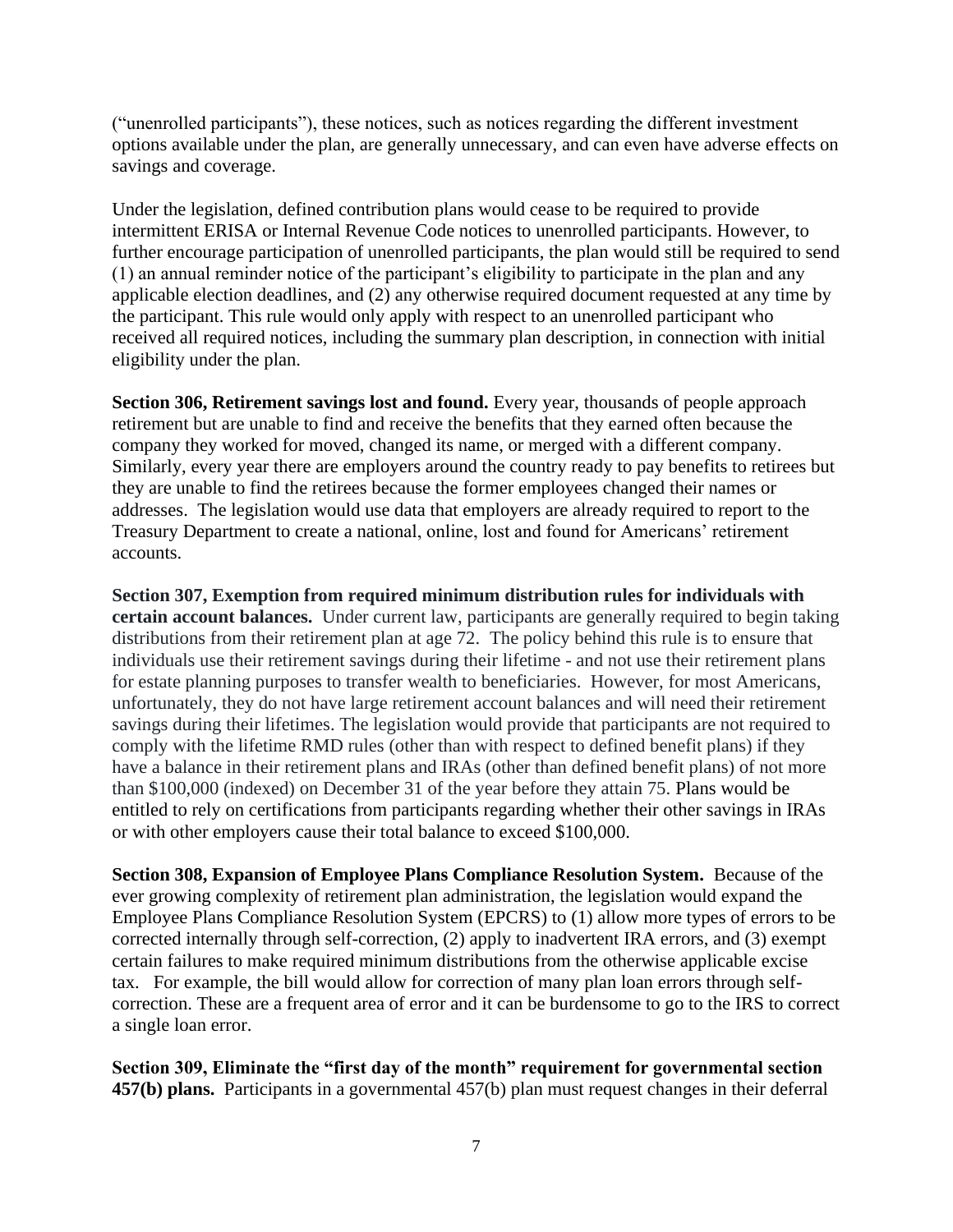("unenrolled participants"), these notices, such as notices regarding the different investment options available under the plan, are generally unnecessary, and can even have adverse effects on savings and coverage.

Under the legislation, defined contribution plans would cease to be required to provide intermittent ERISA or Internal Revenue Code notices to unenrolled participants. However, to further encourage participation of unenrolled participants, the plan would still be required to send (1) an annual reminder notice of the participant's eligibility to participate in the plan and any applicable election deadlines, and (2) any otherwise required document requested at any time by the participant. This rule would only apply with respect to an unenrolled participant who received all required notices, including the summary plan description, in connection with initial eligibility under the plan.

**Section 306, Retirement savings lost and found.** Every year, thousands of people approach retirement but are unable to find and receive the benefits that they earned often because the company they worked for moved, changed its name, or merged with a different company. Similarly, every year there are employers around the country ready to pay benefits to retirees but they are unable to find the retirees because the former employees changed their names or addresses. The legislation would use data that employers are already required to report to the Treasury Department to create a national, online, lost and found for Americans' retirement accounts.

**Section 307, Exemption from required minimum distribution rules for individuals with certain account balances.** Under current law, participants are generally required to begin taking distributions from their retirement plan at age 72. The policy behind this rule is to ensure that individuals use their retirement savings during their lifetime - and not use their retirement plans for estate planning purposes to transfer wealth to beneficiaries. However, for most Americans, unfortunately, they do not have large retirement account balances and will need their retirement savings during their lifetimes. The legislation would provide that participants are not required to comply with the lifetime RMD rules (other than with respect to defined benefit plans) if they have a balance in their retirement plans and IRAs (other than defined benefit plans) of not more than $100,000 (indexed) on December 31 of the year before they attain 75. Plans would be entitled to rely on certifications from participants regarding whether their other savings in IRAs or with other employers cause their total balance to exceed $100,000.

**Section 308, Expansion of Employee Plans Compliance Resolution System.** Because of the ever growing complexity of retirement plan administration, the legislation would expand the Employee Plans Compliance Resolution System (EPCRS) to (1) allow more types of errors to be corrected internally through self-correction, (2) apply to inadvertent IRA errors, and (3) exempt certain failures to make required minimum distributions from the otherwise applicable excise tax. For example, the bill would allow for correction of many plan loan errors through self-correction. These are a frequent area of error and it can be burdensome to go to the IRS to correct a single loan error.

**Section 309, Eliminate the "first day of the month" requirement for governmental section 457(b) plans.** Participants in a governmental 457(b) plan must request changes in their deferral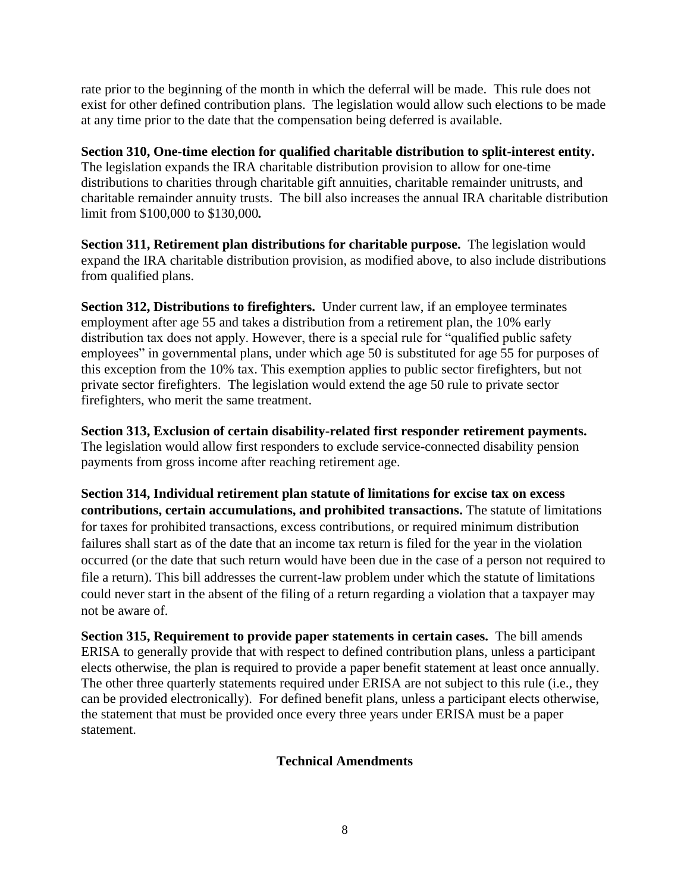rate prior to the beginning of the month in which the deferral will be made. This rule does not exist for other defined contribution plans. The legislation would allow such elections to be made at any time prior to the date that the compensation being deferred is available.

**Section 310, One-time election for qualified charitable distribution to split-interest entity.** The legislation expands the IRA charitable distribution provision to allow for one-time distributions to charities through charitable gift annuities, charitable remainder unitrusts, and charitable remainder annuity trusts. The bill also increases the annual IRA charitable distribution limit from $100,000 to $130,000*.*

**Section 311, Retirement plan distributions for charitable purpose.** The legislation would expand the IRA charitable distribution provision, as modified above, to also include distributions from qualified plans.

**Section 312, Distributions to firefighters.** Under current law, if an employee terminates employment after age 55 and takes a distribution from a retirement plan, the 10% early distribution tax does not apply. However, there is a special rule for "qualified public safety employees" in governmental plans, under which age 50 is substituted for age 55 for purposes of this exception from the 10% tax. This exemption applies to public sector firefighters, but not private sector firefighters. The legislation would extend the age 50 rule to private sector firefighters, who merit the same treatment.

**Section 313, Exclusion of certain disability-related first responder retirement payments.** The legislation would allow first responders to exclude service-connected disability pension payments from gross income after reaching retirement age.

**Section 314, Individual retirement plan statute of limitations for excise tax on excess contributions, certain accumulations, and prohibited transactions.** The statute of limitations for taxes for prohibited transactions, excess contributions, or required minimum distribution failures shall start as of the date that an income tax return is filed for the year in the violation occurred (or the date that such return would have been due in the case of a person not required to file a return). This bill addresses the current-law problem under which the statute of limitations could never start in the absent of the filing of a return regarding a violation that a taxpayer may not be aware of.

**Section 315, Requirement to provide paper statements in certain cases.** The bill amends ERISA to generally provide that with respect to defined contribution plans, unless a participant elects otherwise, the plan is required to provide a paper benefit statement at least once annually. The other three quarterly statements required under ERISA are not subject to this rule (i.e., they can be provided electronically). For defined benefit plans, unless a participant elects otherwise, the statement that must be provided once every three years under ERISA must be a paper statement.

## Technical Amendments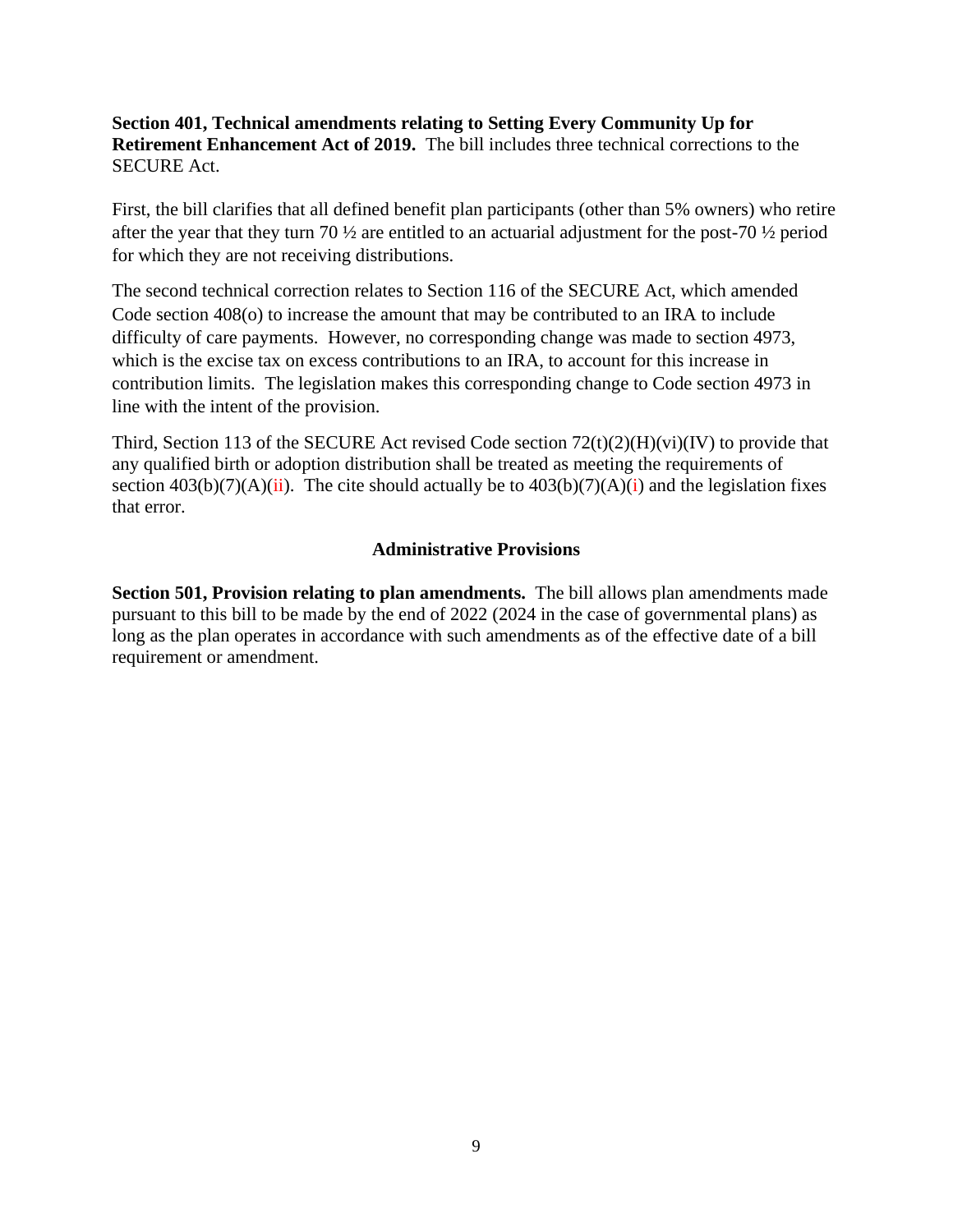**Section 401, Technical amendments relating to Setting Every Community Up for Retirement Enhancement Act of 2019.** The bill includes three technical corrections to the SECURE Act.

First, the bill clarifies that all defined benefit plan participants (other than 5% owners) who retire after the year that they turn 70 ½ are entitled to an actuarial adjustment for the post-70 ½ period for which they are not receiving distributions.

The second technical correction relates to Section 116 of the SECURE Act, which amended Code section 408(o) to increase the amount that may be contributed to an IRA to include difficulty of care payments. However, no corresponding change was made to section 4973, which is the excise tax on excess contributions to an IRA, to account for this increase in contribution limits. The legislation makes this corresponding change to Code section 4973 in line with the intent of the provision.

Third, Section 113 of the SECURE Act revised Code section 72(t)(2)(H)(vi)(IV) to provide that any qualified birth or adoption distribution shall be treated as meeting the requirements of section 403(b)(7)(A)(ii). The cite should actually be to 403(b)(7)(A)(i) and the legislation fixes that error.

## Administrative Provisions

**Section 501, Provision relating to plan amendments.** The bill allows plan amendments made pursuant to this bill to be made by the end of 2022 (2024 in the case of governmental plans) as long as the plan operates in accordance with such amendments as of the effective date of a bill requirement or amendment.